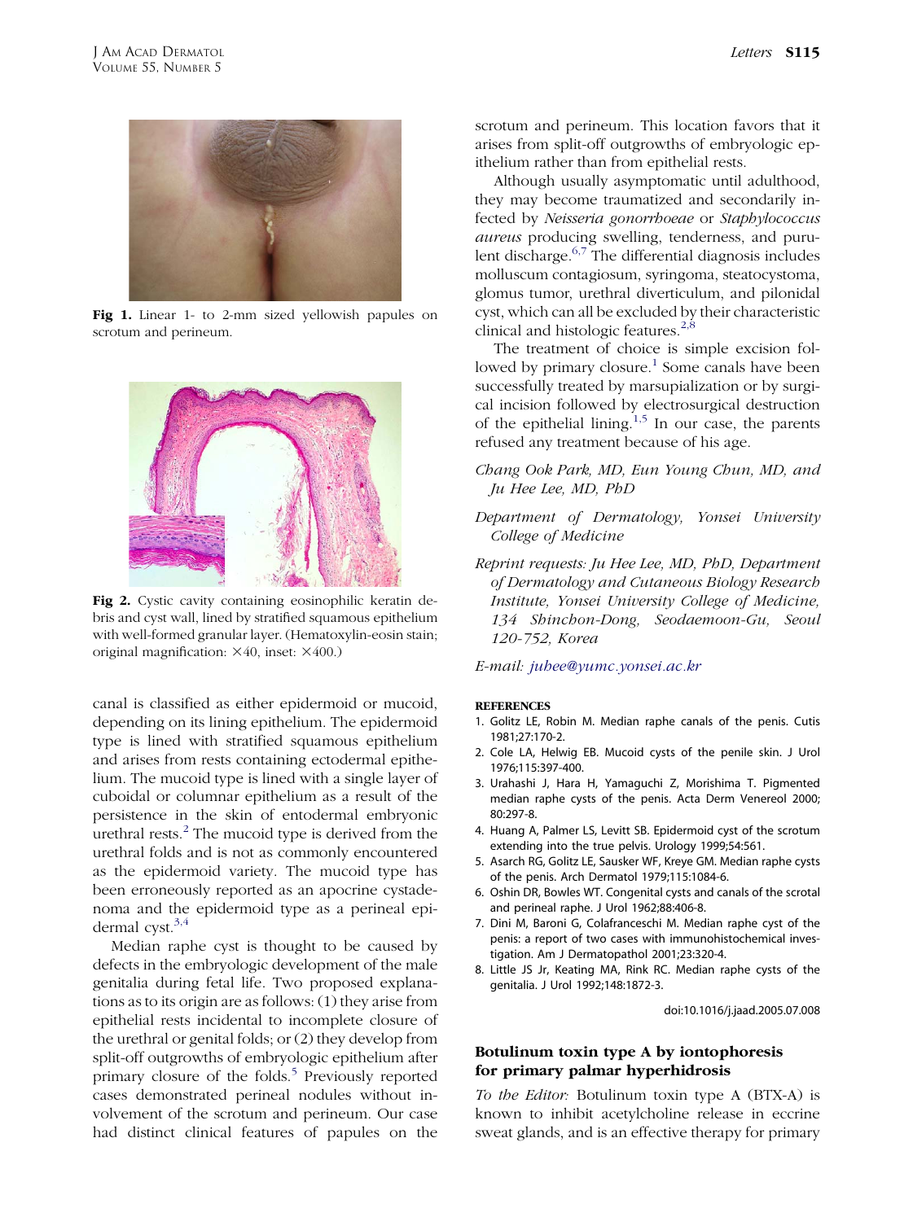Fig 1. Linear 1- to 2-mm sized yellowish papules on scrotum and perineum.

Fig 2. Cystic cavity containing eosinophilic keratin debris and cyst wall, lined by stratified squamous epithelium with well-formed granular layer. (Hematoxylin-eosin stain; original magnification: ×40, inset: ×400.)

canal is classified as either epidermoid or mucoid, depending on its lining epithelium. The epidermoid type is lined with stratified squamous epithelium and arises from rests containing ectodermal epithelium. The mucoid type is lined with a single layer of cuboidal or columnar epithelium as a result of the persistence in the skin of entodermal embryonic urethral rests.[2] The mucoid type is derived from the urethral folds and is not as commonly encountered as the epidermoid variety. The mucoid type has been erroneously reported as an apocrine cystadenoma and the epidermoid type as a perineal epidermal cyst.[3,4]

Median raphe cyst is thought to be caused by defects in the embryologic development of the male genitalia during fetal life. Two proposed explanations as to its origin are as follows: (1) they arise from epithelial rests incidental to incomplete closure of the urethral or genital folds; or (2) they develop from split-off outgrowths of embryologic epithelium after primary closure of the folds.[5] Previously reported cases demonstrated perineal nodules without involvement of the scrotum and perineum. Our case had distinct clinical features of papules on the scrotum and perineum. This location favors that it arises from split-off outgrowths of embryologic epithelium rather than from epithelial rests.

Although usually asymptomatic until adulthood, they may become traumatized and secondarily infected by *Neisseria gonorrhoeae* or *Staphylococcus aureus* producing swelling, tenderness, and purulent discharge.[6,7] The differential diagnosis includes molluscum contagiosum, syringoma, steatocystoma, glomus tumor, urethral diverticulum, and pilonidal cyst, which can all be excluded by their characteristic clinical and histologic features.[2,8]

The treatment of choice is simple excision followed by primary closure.[1] Some canals have been successfully treated by marsupialization or by surgical incision followed by electrosurgical destruction of the epithelial lining.[1,5] In our case, the parents refused any treatment because of his age.

*Chang Ook Park, MD, Eun Young Chun, MD, and Ju Hee Lee, MD, PhD*

*Department of Dermatology, Yonsei University College of Medicine*

*Reprint requests: Ju Hee Lee, MD, PhD, Department of Dermatology and Cutaneous Biology Research Institute, Yonsei University College of Medicine, 134 Shinchon-Dong, Seodaemoon-Gu, Seoul 120-752, Korea*

*E-mail: juhee@yumc.yonsei.ac.kr*

**REFERENCES**

1. Golitz LE, Robin M. Median raphe canals of the penis. Cutis 1981;27:170-2.
2. Cole LA, Helwig EB. Mucoid cysts of the penile skin. J Urol 1976;115:397-400.
3. Urahashi J, Hara H, Yamaguchi Z, Morishima T. Pigmented median raphe cysts of the penis. Acta Derm Venereol 2000; 80:297-8.
4. Huang A, Palmer LS, Levitt SB. Epidermoid cyst of the scrotum extending into the true pelvis. Urology 1999;54:561.
5. Asarch RG, Golitz LE, Sausker WF, Kreye GM. Median raphe cysts of the penis. Arch Dermatol 1979;115:1084-6.
6. Oshin DR, Bowles WT. Congenital cysts and canals of the scrotal and perineal raphe. J Urol 1962;88:406-8.
7. Dini M, Baroni G, Colafranceschi M. Median raphe cyst of the penis: a report of two cases with immunohistochemical investigation. Am J Dermatopathol 2001;23:320-4.
8. Little JS Jr, Keating MA, Rink RC. Median raphe cysts of the genitalia. J Urol 1992;148:1872-3.

doi:10.1016/j.jaad.2005.07.008

## Botulinum toxin type A by iontophoresis for primary palmar hyperhidrosis

*To the Editor:* Botulinum toxin type A (BTX-A) is known to inhibit acetylcholine release in eccrine sweat glands, and is an effective therapy for primary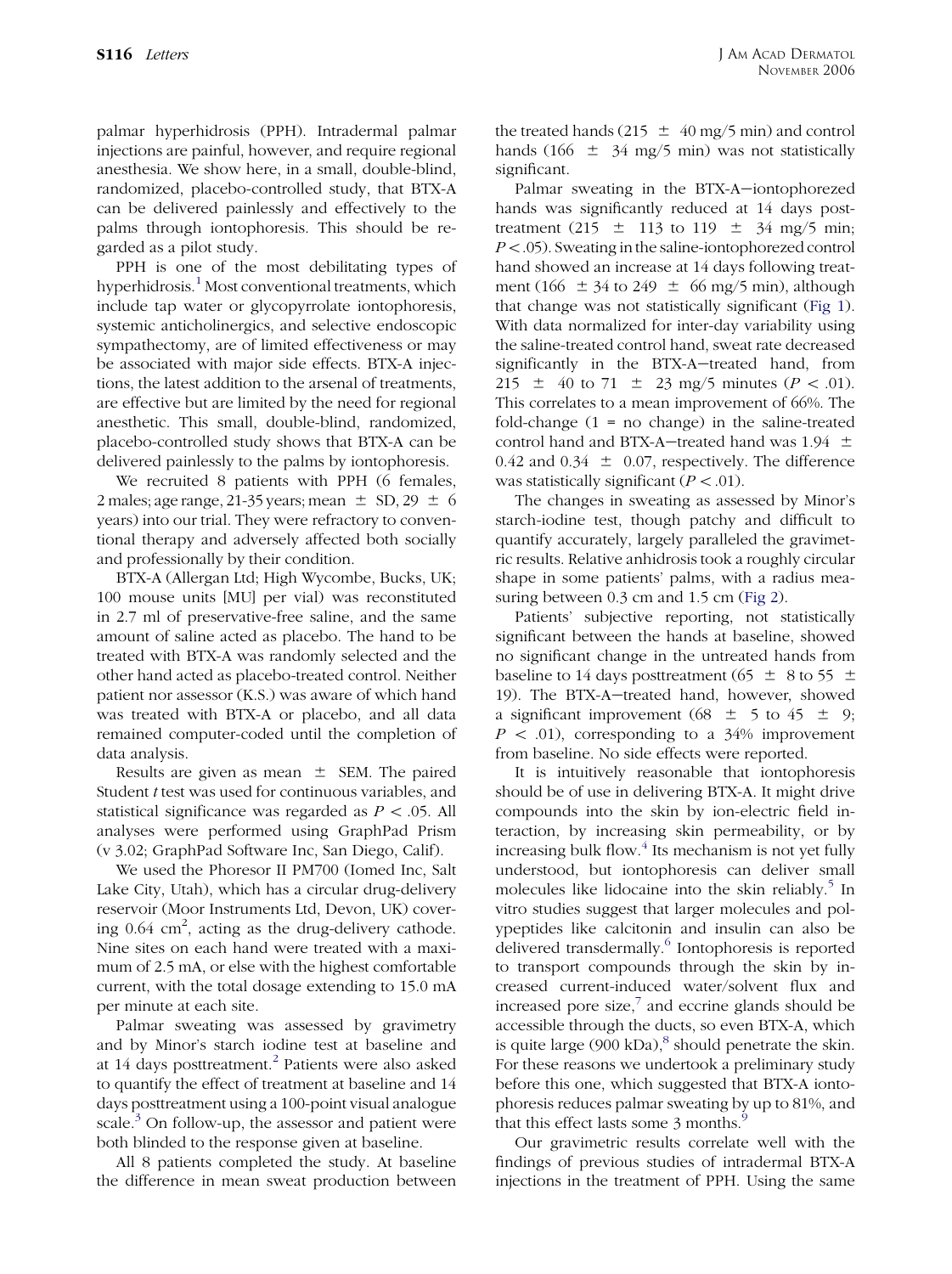palmar hyperhidrosis (PPH). Intradermal palmar injections are painful, however, and require regional anesthesia. We show here, in a small, double-blind, randomized, placebo-controlled study, that BTX-A can be delivered painlessly and effectively to the palms through iontophoresis. This should be regarded as a pilot study.

PPH is one of the most debilitating types of hyperhidrosis.[1] Most conventional treatments, which include tap water or glycopyrrolate iontophoresis, systemic anticholinergics, and selective endoscopic sympathectomy, are of limited effectiveness or may be associated with major side effects. BTX-A injections, the latest addition to the arsenal of treatments, are effective but are limited by the need for regional anesthetic. This small, double-blind, randomized, placebo-controlled study shows that BTX-A can be delivered painlessly to the palms by iontophoresis.

We recruited 8 patients with PPH (6 females, 2 males; age range, 21-35 years; mean ± SD, 29 ± 6 years) into our trial. They were refractory to conventional therapy and adversely affected both socially and professionally by their condition.

BTX-A (Allergan Ltd; High Wycombe, Bucks, UK; 100 mouse units [MU] per vial) was reconstituted in 2.7 ml of preservative-free saline, and the same amount of saline acted as placebo. The hand to be treated with BTX-A was randomly selected and the other hand acted as placebo-treated control. Neither patient nor assessor (K.S.) was aware of which hand was treated with BTX-A or placebo, and all data remained computer-coded until the completion of data analysis.

Results are given as mean ± SEM. The paired Student *t* test was used for continuous variables, and statistical significance was regarded as $P < .05$. All analyses were performed using GraphPad Prism (v 3.02; GraphPad Software Inc, San Diego, Calif).

We used the Phoresor II PM700 (Iomed Inc, Salt Lake City, Utah), which has a circular drug-delivery reservoir (Moor Instruments Ltd, Devon, UK) covering 0.64 $cm^2$, acting as the drug-delivery cathode. Nine sites on each hand were treated with a maximum of 2.5 mA, or else with the highest comfortable current, with the total dosage extending to 15.0 mA per minute at each site.

Palmar sweating was assessed by gravimetry and by Minor's starch iodine test at baseline and at 14 days posttreatment.[2] Patients were also asked to quantify the effect of treatment at baseline and 14 days posttreatment using a 100-point visual analogue scale.[3] On follow-up, the assessor and patient were both blinded to the response given at baseline.

All 8 patients completed the study. At baseline the difference in mean sweat production between the treated hands (215 ± 40 mg/5 min) and control hands (166 ± 34 mg/5 min) was not statistically significant.

Palmar sweating in the BTX-A—iontophorezed hands was significantly reduced at 14 days posttreatment (215 ± 113 to 119 ± 34 mg/5 min; $P < .05$). Sweating in the saline-iontophorezed control hand showed an increase at 14 days following treatment (166 ± 34 to 249 ± 66 mg/5 min), although that change was not statistically significant (Fig 1). With data normalized for inter-day variability using the saline-treated control hand, sweat rate decreased significantly in the BTX-A—treated hand, from 215 ± 40 to 71 ± 23 mg/5 minutes ($P < .01$). This correlates to a mean improvement of 66%. The fold-change (1 = no change) in the saline-treated control hand and BTX-A—treated hand was 1.94 ± 0.42 and 0.34 ± 0.07, respectively. The difference was statistically significant ($P < .01$).

The changes in sweating as assessed by Minor's starch-iodine test, though patchy and difficult to quantify accurately, largely paralleled the gravimetric results. Relative anhidrosis took a roughly circular shape in some patients' palms, with a radius measuring between 0.3 cm and 1.5 cm (Fig 2).

Patients' subjective reporting, not statistically significant between the hands at baseline, showed no significant change in the untreated hands from baseline to 14 days posttreatment (65 ± 8 to 55 ± 19). The BTX-A—treated hand, however, showed a significant improvement (68 ± 5 to 45 ± 9; $P < .01$), corresponding to a 34% improvement from baseline. No side effects were reported.

It is intuitively reasonable that iontophoresis should be of use in delivering BTX-A. It might drive compounds into the skin by ion-electric field interaction, by increasing skin permeability, or by increasing bulk flow.[4] Its mechanism is not yet fully understood, but iontophoresis can deliver small molecules like lidocaine into the skin reliably.[5] In vitro studies suggest that larger molecules and polypeptides like calcitonin and insulin can also be delivered transdermally.[6] Iontophoresis is reported to transport compounds through the skin by increased current-induced water/solvent flux and increased pore size,[7] and eccrine glands should be accessible through the ducts, so even BTX-A, which is quite large (900 kDa),[8] should penetrate the skin. For these reasons we undertook a preliminary study before this one, which suggested that BTX-A iontophoresis reduces palmar sweating by up to 81%, and that this effect lasts some 3 months.[9]

Our gravimetric results correlate well with the findings of previous studies of intradermal BTX-A injections in the treatment of PPH. Using the same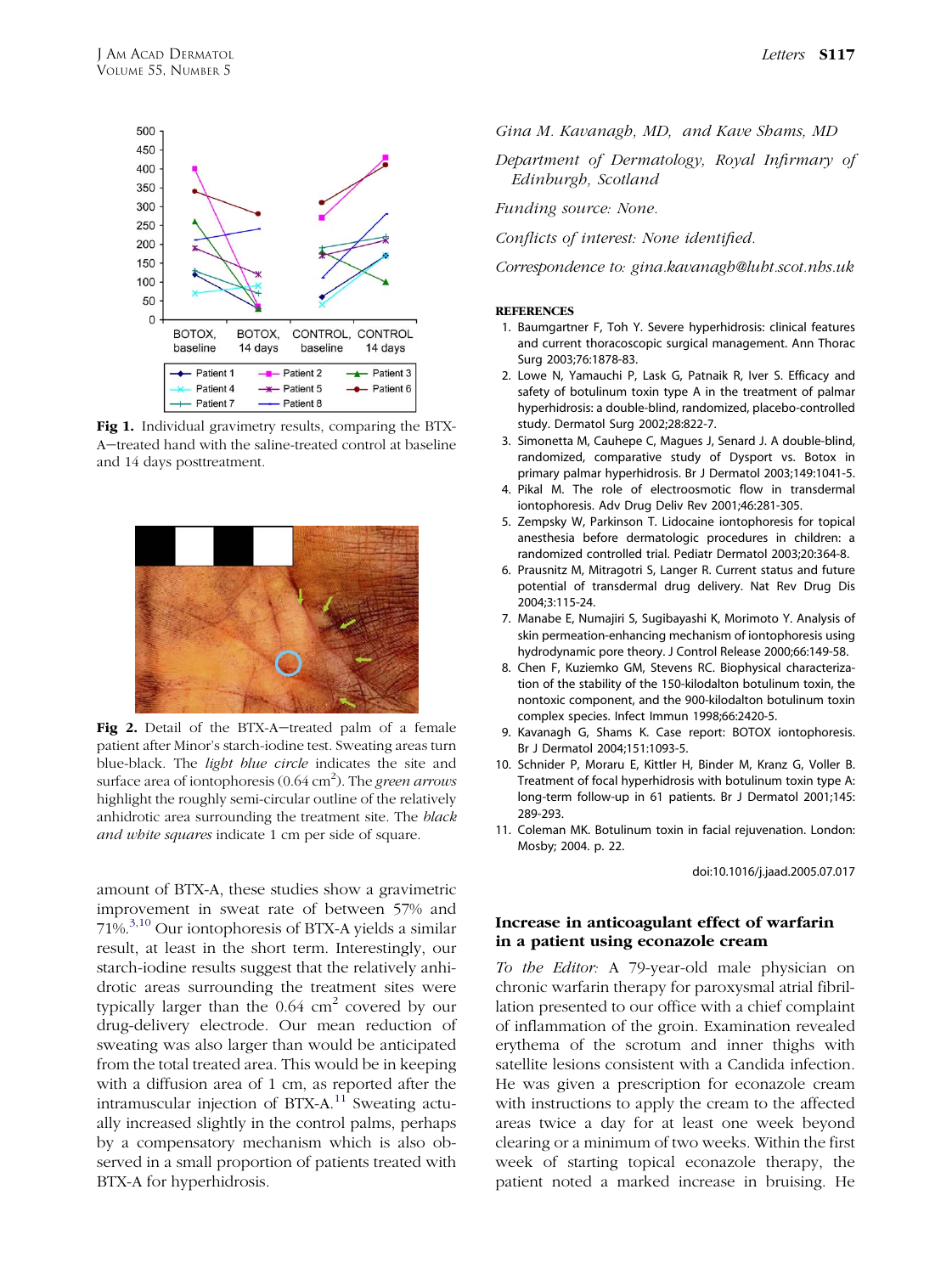500
450
400
350
300
250
200
150
100
50
0

BOTOX, baseline
BOTOX, 14 days
CONTROL, baseline
CONTROL, 14 days

Patient 1
Patient 2
Patient 3
Patient 4
Patient 5
Patient 6
Patient 7
Patient 8

**Fig 1.** Individual gravimetry results, comparing the BTX-A—treated hand with the saline-treated control at baseline and 14 days posttreatment.

**Fig 2.** Detail of the BTX-A—treated palm of a female patient after Minor's starch-iodine test. Sweating areas turn blue-black. The *light blue circle* indicates the site and surface area of iontophoresis (0.64 cm$^2$). The *green arrows* highlight the roughly semi-circular outline of the relatively anhidrotic area surrounding the treatment site. The *black and white squares* indicate 1 cm per side of square.

amount of BTX-A, these studies show a gravimetric improvement in sweat rate of between 57% and 71%.[3,10] Our iontophoresis of BTX-A yields a similar result, at least in the short term. Interestingly, our starch-iodine results suggest that the relatively anhidrotic areas surrounding the treatment sites were typically larger than the 0.64 cm$^2$ covered by our drug-delivery electrode. Our mean reduction of sweating was also larger than would be anticipated from the total treated area. This would be in keeping with a diffusion area of 1 cm, as reported after the intramuscular injection of BTX-A.[11] Sweating actually increased slightly in the control palms, perhaps by a compensatory mechanism which is also observed in a small proportion of patients treated with BTX-A for hyperhidrosis.

*Gina M. Kavanagh, MD, and Kave Shams, MD*

*Department of Dermatology, Royal Infirmary of Edinburgh, Scotland*

*Funding source: None.*

*Conflicts of interest: None identified.*

*Correspondence to: gina.kavanagh@luht.scot.nhs.uk*

**REFERENCES**

1. Baumgartner F, Toh Y. Severe hyperhidrosis: clinical features and current thoracoscopic surgical management. Ann Thorac Surg 2003;76:1878-83.
2. Lowe N, Yamauchi P, Lask G, Patnaik R, Iver S. Efficacy and safety of botulinum toxin type A in the treatment of palmar hyperhidrosis: a double-blind, randomized, placebo-controlled study. Dermatol Surg 2002;28:822-7.
3. Simonetta M, Cauhepe C, Magues J, Senard J. A double-blind, randomized, comparative study of Dysport vs. Botox in primary palmar hyperhidrosis. Br J Dermatol 2003;149:1041-5.
4. Pikal M. The role of electroosmotic flow in transdermal iontophoresis. Adv Drug Deliv Rev 2001;46:281-305.
5. Zempsky W, Parkinson T. Lidocaine iontophoresis for topical anesthesia before dermatologic procedures in children: a randomized controlled trial. Pediatr Dermatol 2003;20:364-8.
6. Prausnitz M, Mitragotri S, Langer R. Current status and future potential of transdermal drug delivery. Nat Rev Drug Dis 2004;3:115-24.
7. Manabe E, Numajiri S, Sugibayashi K, Morimoto Y. Analysis of skin permeation-enhancing mechanism of iontophoresis using hydrodynamic pore theory. J Control Release 2000;66:149-58.
8. Chen F, Kuziemko GM, Stevens RC. Biophysical characterization of the stability of the 150-kilodalton botulinum toxin, the nontoxic component, and the 900-kilodalton botulinum toxin complex species. Infect Immun 1998;66:2420-5.
9. Kavanagh G, Shams K. Case report: BOTOX iontophoresis. Br J Dermatol 2004;151:1093-5.
10. Schnider P, Moraru E, Kittler H, Binder M, Kranz G, Voller B. Treatment of focal hyperhidrosis with botulinum toxin type A: long-term follow-up in 61 patients. Br J Dermatol 2001;145: 289-293.
11. Coleman MK. Botulinum toxin in facial rejuvenation. London: Mosby; 2004. p. 22.

doi:10.1016/j.jaad.2005.07.017

## Increase in anticoagulant effect of warfarin in a patient using econazole cream

*To the Editor:* A 79-year-old male physician on chronic warfarin therapy for paroxysmal atrial fibrillation presented to our office with a chief complaint of inflammation of the groin. Examination revealed erythema of the scrotum and inner thighs with satellite lesions consistent with a Candida infection. He was given a prescription for econazole cream with instructions to apply the cream to the affected areas twice a day for at least one week beyond clearing or a minimum of two weeks. Within the first week of starting topical econazole therapy, the patient noted a marked increase in bruising. He